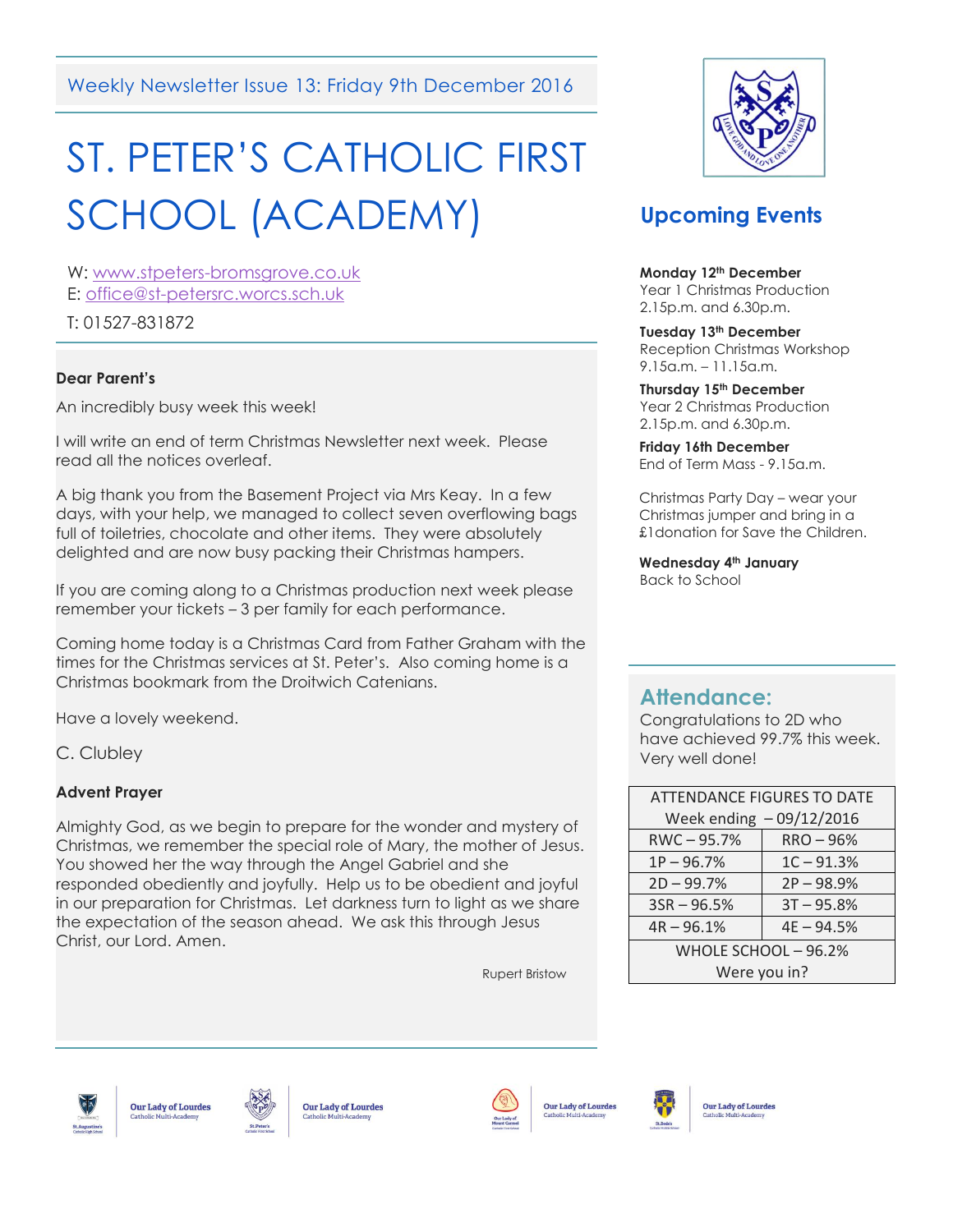Weekly Newsletter Issue 13: Friday 9th December 2016

# ST. PETER'S CATHOLIC FIRST SCHOOL (ACADEMY)

W: www.stpeters-bromsgrove.co.uk
E: office@st-petersrc.worcs.sch.uk
T: 01527-831872

**Dear Parent's**

An incredibly busy week this week!

I will write an end of term Christmas Newsletter next week. Please read all the notices overleaf.

A big thank you from the Basement Project via Mrs Keay. In a few days, with your help, we managed to collect seven overflowing bags full of toiletries, chocolate and other items. They were absolutely delighted and are now busy packing their Christmas hampers.

If you are coming along to a Christmas production next week please remember your tickets – 3 per family for each performance.

Coming home today is a Christmas Card from Father Graham with the times for the Christmas services at St. Peter's. Also coming home is a Christmas bookmark from the Droitwich Catenians.

Have a lovely weekend.

C. Clubley

**Advent Prayer**

Almighty God, as we begin to prepare for the wonder and mystery of Christmas, we remember the special role of Mary, the mother of Jesus. You showed her the way through the Angel Gabriel and she responded obediently and joyfully. Help us to be obedient and joyful in our preparation for Christmas. Let darkness turn to light as we share the expectation of the season ahead. We ask this through Jesus Christ, our Lord. Amen.

Rupert Bristow

## Upcoming Events

**Monday 12th December**
Year 1 Christmas Production
2.15p.m. and 6.30p.m.

**Tuesday 13th December**
Reception Christmas Workshop
9.15a.m. – 11.15a.m.

**Thursday 15th December**
Year 2 Christmas Production
2.15p.m. and 6.30p.m.

**Friday 16th December**
End of Term Mass - 9.15a.m.

Christmas Party Day – wear your Christmas jumper and bring in a £1donation for Save the Children.

**Wednesday 4th January**
Back to School

## Attendance:

Congratulations to 2D who have achieved 99.7% this week. Very well done!

| ATTENDANCE FIGURES TO DATE Week ending – 09/12/2016 | |
|---|---|
| RWC – 95.7% | RRO – 96% |
| 1P – 96.7% | 1C – 91.3% |
| 2D – 99.7% | 2P – 98.9% |
| 3SR – 96.5% | 3T – 95.8% |
| 4R – 96.1% | 4E – 94.5% |
| WHOLE SCHOOL – 96.2% Were you in? | |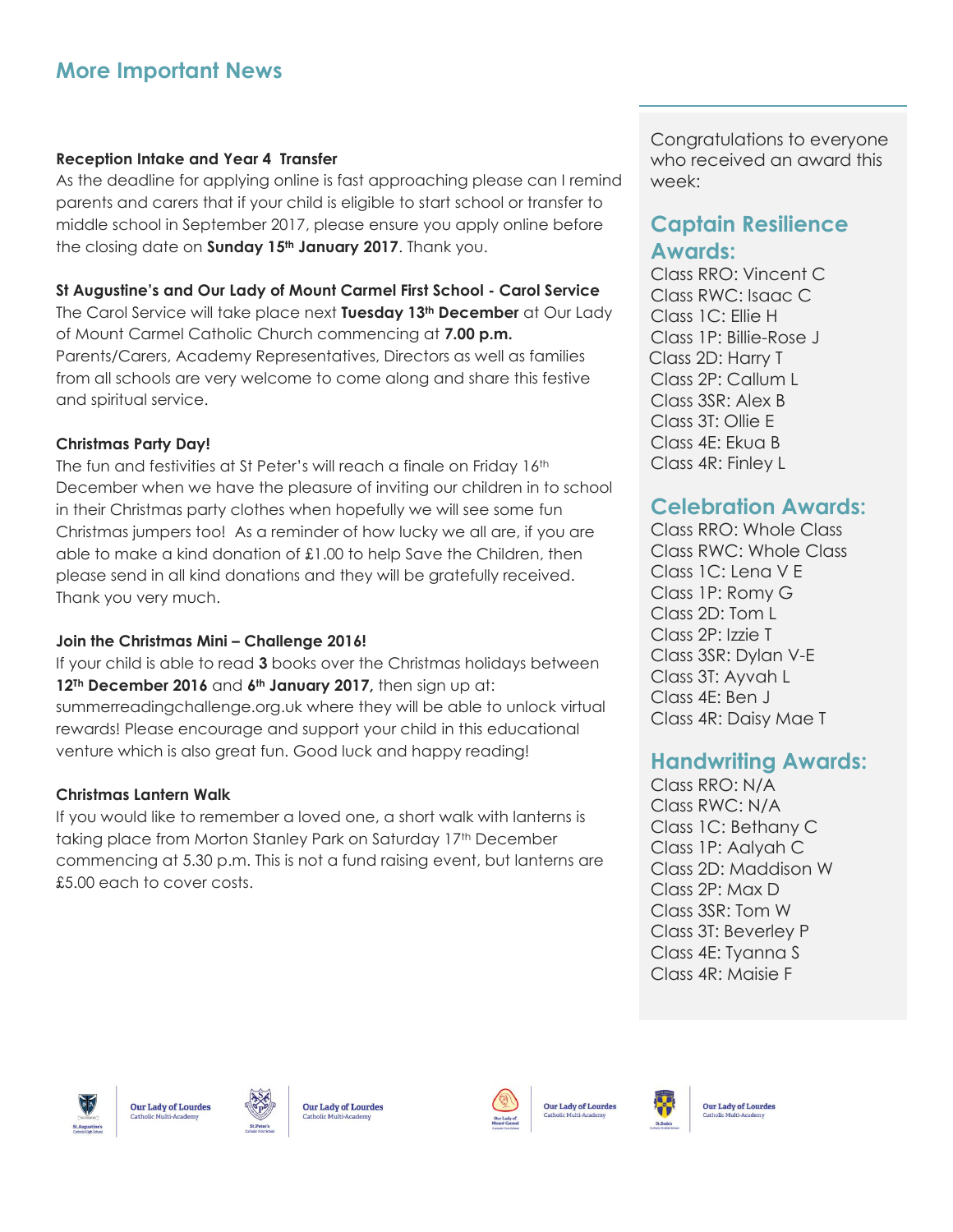## More Important News

**Reception Intake and Year 4 Transfer**

As the deadline for applying online is fast approaching please can I remind parents and carers that if your child is eligible to start school or transfer to middle school in September 2017, please ensure you apply online before the closing date on **Sunday 15th January 2017**. Thank you.

**St Augustine's and Our Lady of Mount Carmel First School - Carol Service**

The Carol Service will take place next **Tuesday 13th December** at Our Lady of Mount Carmel Catholic Church commencing at **7.00 p.m.** Parents/Carers, Academy Representatives, Directors as well as families from all schools are very welcome to come along and share this festive and spiritual service.

**Christmas Party Day!**

The fun and festivities at St Peter's will reach a finale on Friday 16th December when we have the pleasure of inviting our children in to school in their Christmas party clothes when hopefully we will see some fun Christmas jumpers too! As a reminder of how lucky we all are, if you are able to make a kind donation of £1.00 to help Save the Children, then please send in all kind donations and they will be gratefully received. Thank you very much.

**Join the Christmas Mini – Challenge 2016!**

If your child is able to read **3** books over the Christmas holidays between **12Th December 2016** and **6th January 2017,** then sign up at: summerreadingchallenge.org.uk where they will be able to unlock virtual rewards! Please encourage and support your child in this educational venture which is also great fun. Good luck and happy reading!

**Christmas Lantern Walk**

If you would like to remember a loved one, a short walk with lanterns is taking place from Morton Stanley Park on Saturday 17th December commencing at 5.30 p.m. This is not a fund raising event, but lanterns are £5.00 each to cover costs.

Congratulations to everyone who received an award this week:

### Captain Resilience Awards:

Class RRO: Vincent C
Class RWC: Isaac C
Class 1C: Ellie H
Class 1P: Billie-Rose J
Class 2D: Harry T
Class 2P: Callum L
Class 3SR: Alex B
Class 3T: Ollie E
Class 4E: Ekua B
Class 4R: Finley L

### Celebration Awards:

Class RRO: Whole Class
Class RWC: Whole Class
Class 1C: Lena V E
Class 1P: Romy G
Class 2D: Tom L
Class 2P: Izzie T
Class 3SR: Dylan V-E
Class 3T: Ayvah L
Class 4E: Ben J
Class 4R: Daisy Mae T

### Handwriting Awards:

Class RRO: N/A
Class RWC: N/A
Class 1C: Bethany C
Class 1P: Aalyah C
Class 2D: Maddison W
Class 2P: Max D
Class 3SR: Tom W
Class 3T: Beverley P
Class 4E: Tyanna S
Class 4R: Maisie F